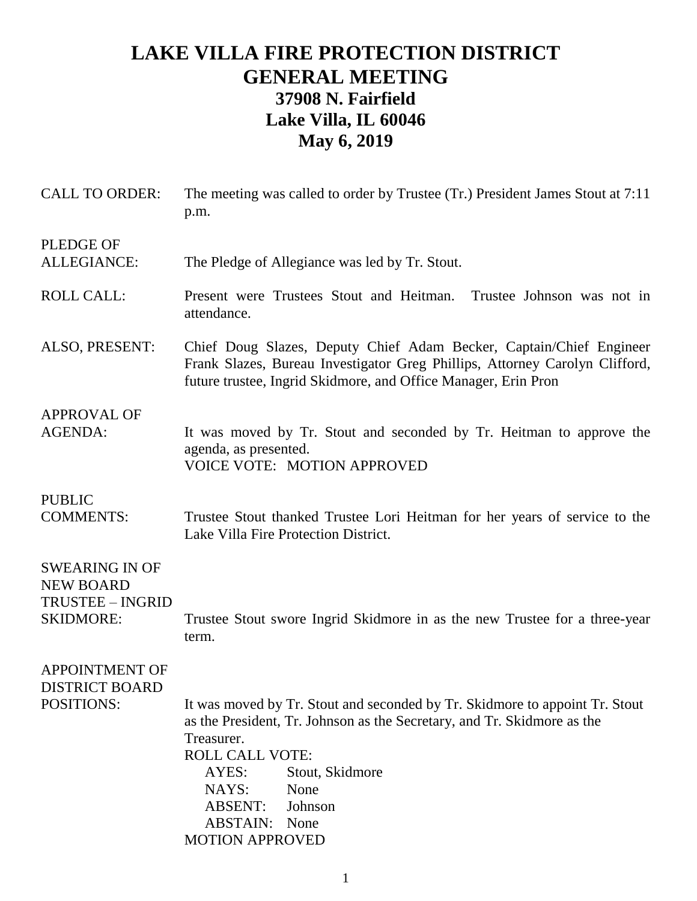# LAKE VILLA FIRE PROTECTION DISTRICT
# GENERAL MEETING
## 37908 N. Fairfield
## Lake Villa, IL 60046
## May 6, 2019

**CALL TO ORDER:** The meeting was called to order by Trustee (Tr.) President James Stout at 7:11 p.m.

**PLEDGE OF ALLEGIANCE:** The Pledge of Allegiance was led by Tr. Stout.

**ROLL CALL:** Present were Trustees Stout and Heitman. Trustee Johnson was not in attendance.

**ALSO, PRESENT:** Chief Doug Slazes, Deputy Chief Adam Becker, Captain/Chief Engineer Frank Slazes, Bureau Investigator Greg Phillips, Attorney Carolyn Clifford, future trustee, Ingrid Skidmore, and Office Manager, Erin Pron

**APPROVAL OF AGENDA:** It was moved by Tr. Stout and seconded by Tr. Heitman to approve the agenda, as presented.
VOICE VOTE: MOTION APPROVED

**PUBLIC COMMENTS:** Trustee Stout thanked Trustee Lori Heitman for her years of service to the Lake Villa Fire Protection District.

**SWEARING IN OF NEW BOARD TRUSTEE – INGRID SKIDMORE:** Trustee Stout swore Ingrid Skidmore in as the new Trustee for a three-year term.

**APPOINTMENT OF DISTRICT BOARD POSITIONS:** It was moved by Tr. Stout and seconded by Tr. Skidmore to appoint Tr. Stout as the President, Tr. Johnson as the Secretary, and Tr. Skidmore as the Treasurer.
ROLL CALL VOTE:
AYES: Stout, Skidmore
NAYS: None
ABSENT: Johnson
ABSTAIN: None
MOTION APPROVED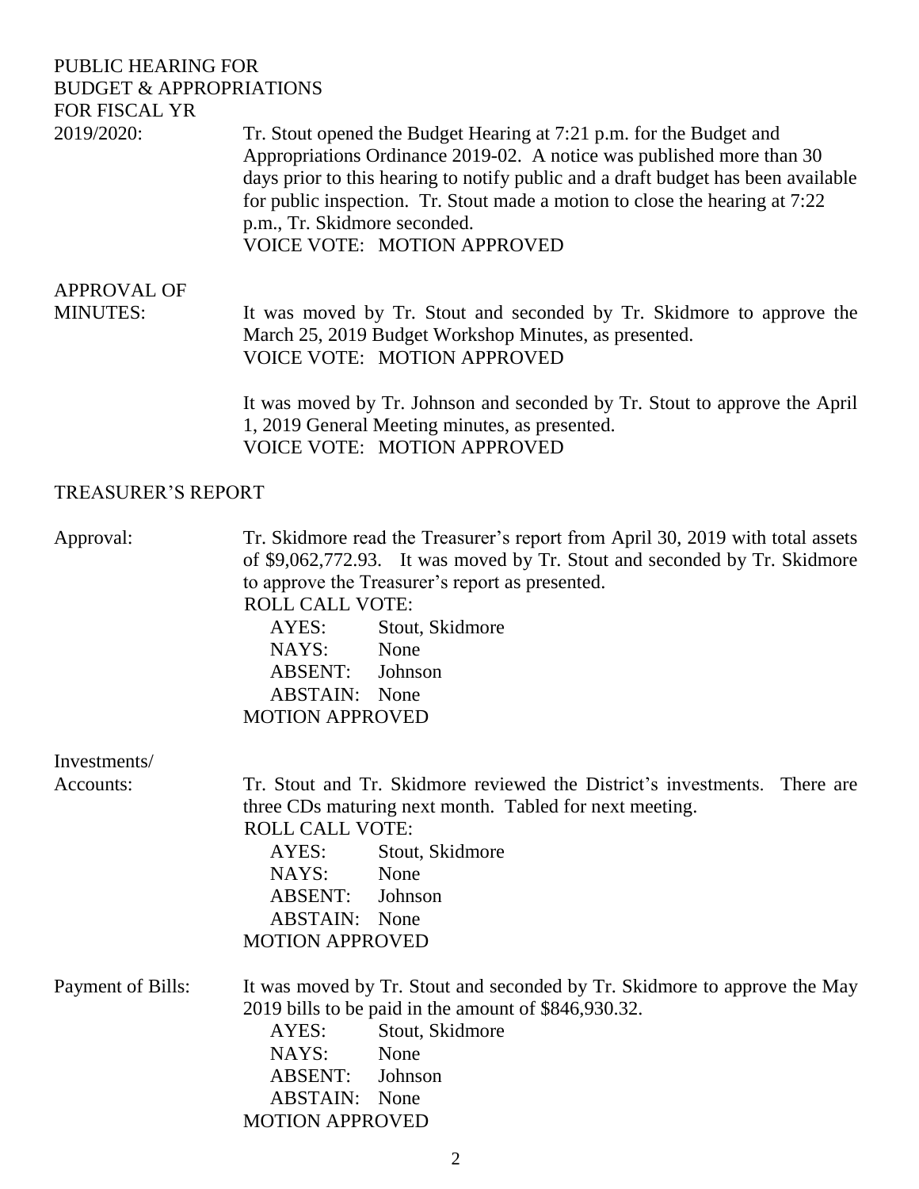**PUBLIC HEARING FOR BUDGET & APPROPRIATIONS FOR FISCAL YR 2019/2020:**

Tr. Stout opened the Budget Hearing at 7:21 p.m. for the Budget and Appropriations Ordinance 2019-02. A notice was published more than 30 days prior to this hearing to notify public and a draft budget has been available for public inspection. Tr. Stout made a motion to close the hearing at 7:22 p.m., Tr. Skidmore seconded.
VOICE VOTE: MOTION APPROVED

**APPROVAL OF MINUTES:**

It was moved by Tr. Stout and seconded by Tr. Skidmore to approve the March 25, 2019 Budget Workshop Minutes, as presented.
VOICE VOTE: MOTION APPROVED

It was moved by Tr. Johnson and seconded by Tr. Stout to approve the April 1, 2019 General Meeting minutes, as presented.
VOICE VOTE: MOTION APPROVED

## TREASURER'S REPORT

**Approval:**

Tr. Skidmore read the Treasurer's report from April 30, 2019 with total assets of $9,062,772.93. It was moved by Tr. Stout and seconded by Tr. Skidmore to approve the Treasurer's report as presented.

ROLL CALL VOTE:
- AYES: Stout, Skidmore
- NAYS: None
- ABSENT: Johnson
- ABSTAIN: None

MOTION APPROVED

**Investments/ Accounts:**

Tr. Stout and Tr. Skidmore reviewed the District's investments. There are three CDs maturing next month. Tabled for next meeting.

ROLL CALL VOTE:
- AYES: Stout, Skidmore
- NAYS: None
- ABSENT: Johnson
- ABSTAIN: None

MOTION APPROVED

**Payment of Bills:**

It was moved by Tr. Stout and seconded by Tr. Skidmore to approve the May 2019 bills to be paid in the amount of $846,930.32.
- AYES: Stout, Skidmore
- NAYS: None
- ABSENT: Johnson
- ABSTAIN: None

MOTION APPROVED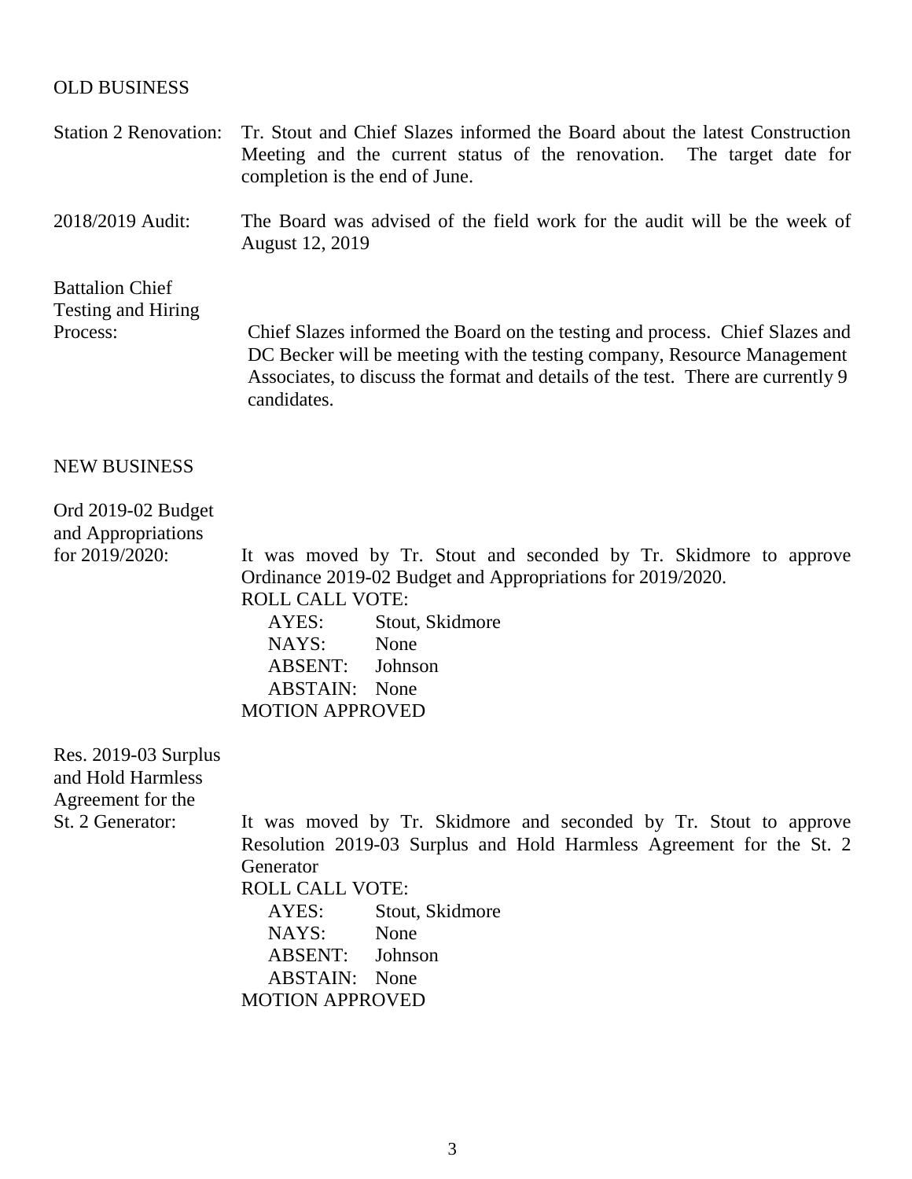## OLD BUSINESS

**Station 2 Renovation:** Tr. Stout and Chief Slazes informed the Board about the latest Construction Meeting and the current status of the renovation. The target date for completion is the end of June.

**2018/2019 Audit:** The Board was advised of the field work for the audit will be the week of August 12, 2019

**Battalion Chief Testing and Hiring Process:** Chief Slazes informed the Board on the testing and process. Chief Slazes and DC Becker will be meeting with the testing company, Resource Management Associates, to discuss the format and details of the test. There are currently 9 candidates.

## NEW BUSINESS

**Ord 2019-02 Budget and Appropriations for 2019/2020:** It was moved by Tr. Stout and seconded by Tr. Skidmore to approve Ordinance 2019-02 Budget and Appropriations for 2019/2020.

ROLL CALL VOTE:

- AYES: Stout, Skidmore
- NAYS: None
- ABSENT: Johnson
- ABSTAIN: None

MOTION APPROVED

**Res. 2019-03 Surplus and Hold Harmless Agreement for the St. 2 Generator:** It was moved by Tr. Skidmore and seconded by Tr. Stout to approve Resolution 2019-03 Surplus and Hold Harmless Agreement for the St. 2 Generator

ROLL CALL VOTE:

- AYES: Stout, Skidmore
- NAYS: None
- ABSENT: Johnson
- ABSTAIN: None

MOTION APPROVED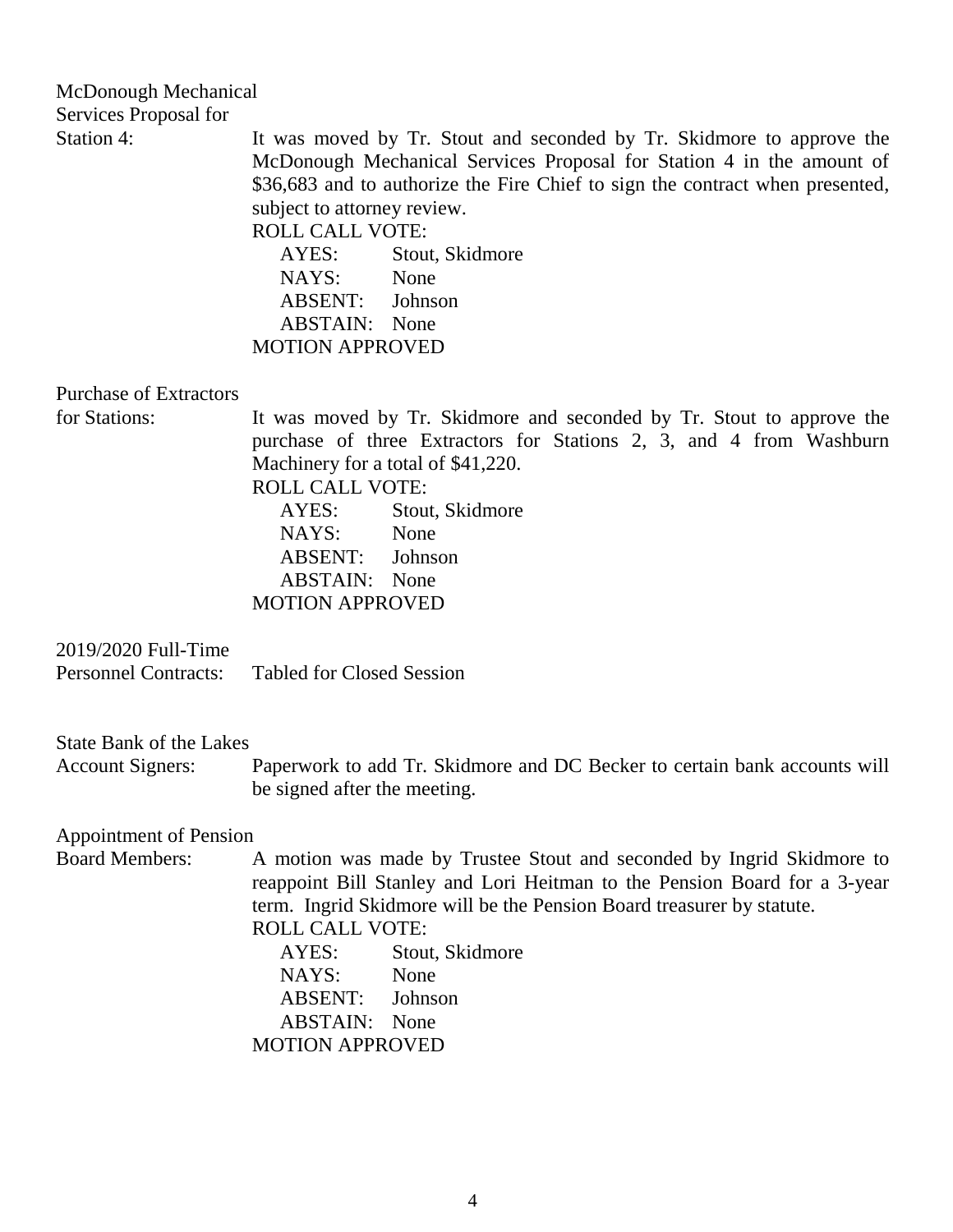**McDonough Mechanical Services Proposal for Station 4:**

It was moved by Tr. Stout and seconded by Tr. Skidmore to approve the McDonough Mechanical Services Proposal for Station 4 in the amount of $36,683 and to authorize the Fire Chief to sign the contract when presented, subject to attorney review.

ROLL CALL VOTE:

AYES: Stout, Skidmore
NAYS: None
ABSENT: Johnson
ABSTAIN: None

MOTION APPROVED

**Purchase of Extractors for Stations:**

It was moved by Tr. Skidmore and seconded by Tr. Stout to approve the purchase of three Extractors for Stations 2, 3, and 4 from Washburn Machinery for a total of $41,220.

ROLL CALL VOTE:

AYES: Stout, Skidmore
NAYS: None
ABSENT: Johnson
ABSTAIN: None

MOTION APPROVED

**2019/2020 Full-Time Personnel Contracts:**

Tabled for Closed Session

**State Bank of the Lakes Account Signers:**

Paperwork to add Tr. Skidmore and DC Becker to certain bank accounts will be signed after the meeting.

**Appointment of Pension Board Members:**

A motion was made by Trustee Stout and seconded by Ingrid Skidmore to reappoint Bill Stanley and Lori Heitman to the Pension Board for a 3-year term. Ingrid Skidmore will be the Pension Board treasurer by statute.

ROLL CALL VOTE:

AYES: Stout, Skidmore
NAYS: None
ABSENT: Johnson
ABSTAIN: None

MOTION APPROVED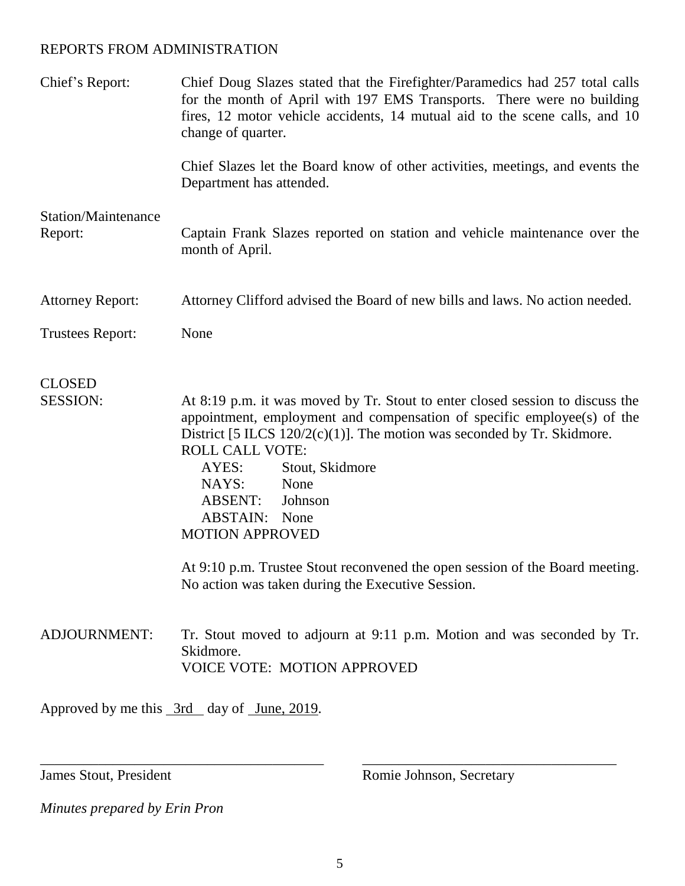## REPORTS FROM ADMINISTRATION

**Chief's Report:** Chief Doug Slazes stated that the Firefighter/Paramedics had 257 total calls for the month of April with 197 EMS Transports. There were no building fires, 12 motor vehicle accidents, 14 mutual aid to the scene calls, and 10 change of quarter.

Chief Slazes let the Board know of other activities, meetings, and events the Department has attended.

**Station/Maintenance Report:** Captain Frank Slazes reported on station and vehicle maintenance over the month of April.

**Attorney Report:** Attorney Clifford advised the Board of new bills and laws. No action needed.

**Trustees Report:** None

**CLOSED SESSION:** At 8:19 p.m. it was moved by Tr. Stout to enter closed session to discuss the appointment, employment and compensation of specific employee(s) of the District [5 ILCS 120/2(c)(1)]. The motion was seconded by Tr. Skidmore.

ROLL CALL VOTE:

AYES: Stout, Skidmore
NAYS: None
ABSENT: Johnson
ABSTAIN: None

MOTION APPROVED

At 9:10 p.m. Trustee Stout reconvened the open session of the Board meeting. No action was taken during the Executive Session.

**ADJOURNMENT:** Tr. Stout moved to adjourn at 9:11 p.m. Motion and was seconded by Tr. Skidmore.

VOICE VOTE: MOTION APPROVED

Approved by me this 3rd day of June, 2019.

\_\_\_\_\_\_\_\_\_\_\_\_\_\_\_\_\_\_\_\_\_\_\_\_\_\_\_\_\_\_\_\_\_\_\_\_\_\_\_\_
James Stout, President

\_\_\_\_\_\_\_\_\_\_\_\_\_\_\_\_\_\_\_\_\_\_\_\_\_\_\_\_\_\_\_\_\_\_\_\_\_\_\_\_
Romie Johnson, Secretary

*Minutes prepared by Erin Pron*